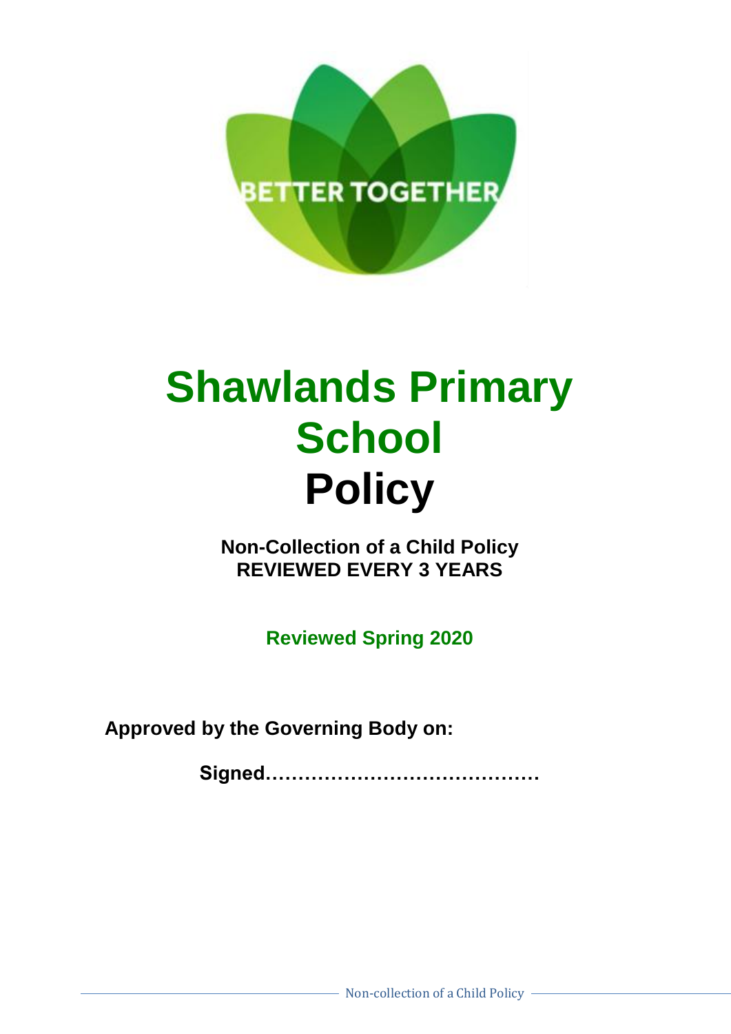BETTER TOGETHER

# Shawlands Primary School
# Policy

**Non-Collection of a Child Policy**
**REVIEWED EVERY 3 YEARS**

**Reviewed Spring 2020**

**Approved by the Governing Body on:**

**Signed……………………………………**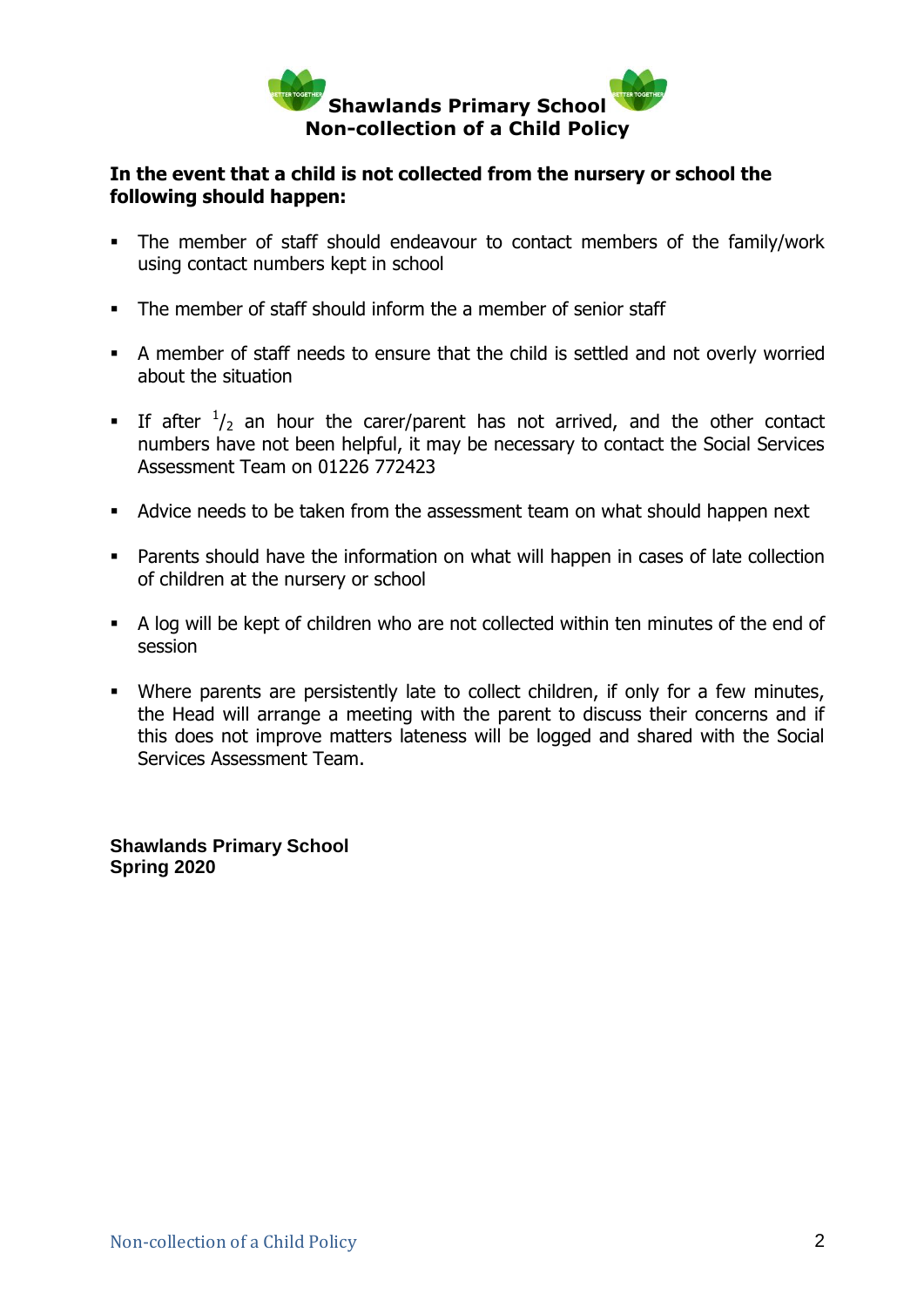# Shawlands Primary School
## Non-collection of a Child Policy

**In the event that a child is not collected from the nursery or school the following should happen:**

- The member of staff should endeavour to contact members of the family/work using contact numbers kept in school
- The member of staff should inform the a member of senior staff
- A member of staff needs to ensure that the child is settled and not overly worried about the situation
- If after $^{1}/_{2}$ an hour the carer/parent has not arrived, and the other contact numbers have not been helpful, it may be necessary to contact the Social Services Assessment Team on 01226 772423
- Advice needs to be taken from the assessment team on what should happen next
- Parents should have the information on what will happen in cases of late collection of children at the nursery or school
- A log will be kept of children who are not collected within ten minutes of the end of session
- Where parents are persistently late to collect children, if only for a few minutes, the Head will arrange a meeting with the parent to discuss their concerns and if this does not improve matters lateness will be logged and shared with the Social Services Assessment Team.

**Shawlands Primary School**
**Spring 2020**